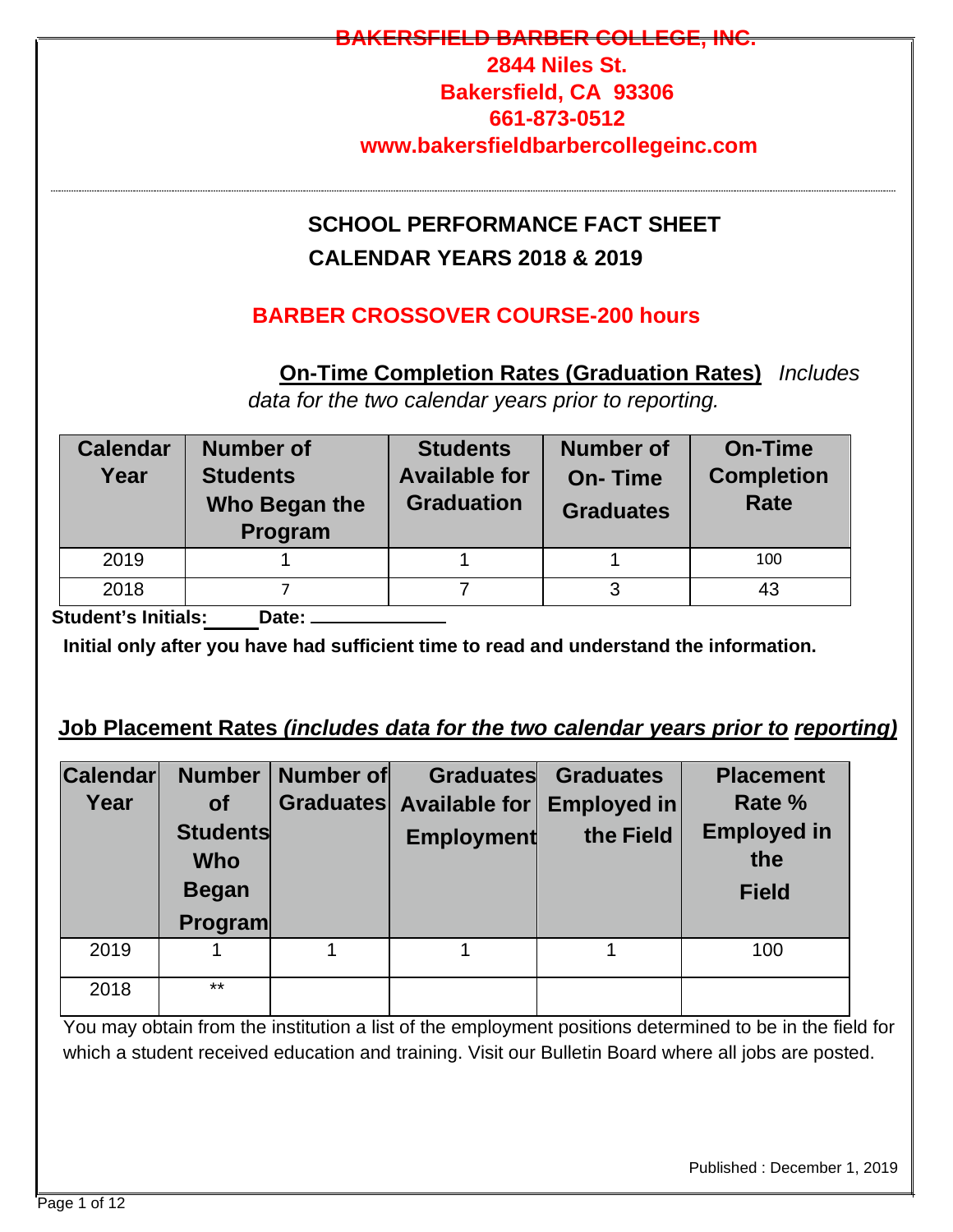**BAKERSFIELD BARBER COLLEGE, INC.**
**2844 Niles St.**
**Bakersfield, CA 93306**
**661-873-0512**
**www.bakersfieldbarbercollegeinc.com**

---

## SCHOOL PERFORMANCE FACT SHEET
## CALENDAR YEARS 2018 & 2019

## BARBER CROSSOVER COURSE-200 hours

**On-Time Completion Rates (Graduation Rates)** *Includes data for the two calendar years prior to reporting.*

| Calendar Year | Number of Students Who Began the Program | Students Available for Graduation | Number of On- Time Graduates | On-Time Completion Rate |
|---|---|---|---|---|
| 2019 | 1 | 1 | 1 | 100 |
| 2018 | 7 | 7 | 3 | 43 |

**Student's Initials:_____ Date: ____________**

**Initial only after you have had sufficient time to read and understand the information.**

**Job Placement Rates *(includes data for the two calendar years prior to reporting)***

| Calendar Year | Number of Students Who Began Program | Number of Graduates | Graduates Available for Employment | Graduates Employed in the Field | Placement Rate % Employed in the Field |
|---|---|---|---|---|---|
| 2019 | 1 | 1 | 1 | 1 | 100 |
| 2018 | ** | | | | |

You may obtain from the institution a list of the employment positions determined to be in the field for which a student received education and training. Visit our Bulletin Board where all jobs are posted.

Published : December 1, 2019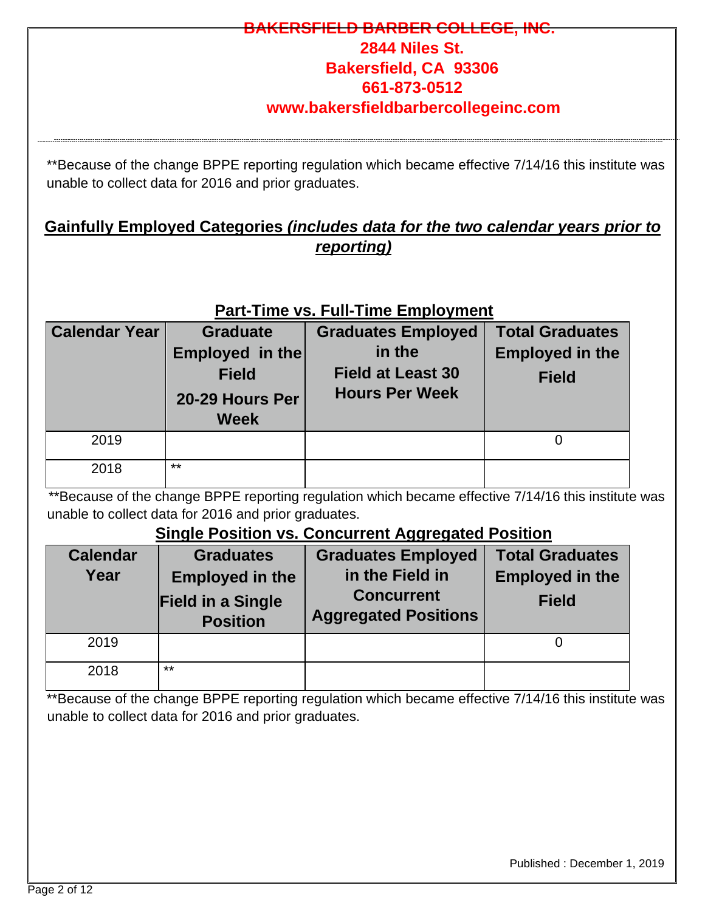**BAKERSFIELD BARBER COLLEGE, INC.**
**2844 Niles St.**
**Bakersfield, CA 93306**
**661-873-0512**
**www.bakersfieldbarbercollegeinc.com**

**Because of the change BPPE reporting regulation which became effective 7/14/16 this institute was unable to collect data for 2016 and prior graduates.

## Gainfully Employed Categories *(includes data for the two calendar years prior to reporting)*

### Part-Time vs. Full-Time Employment

| Calendar Year | Graduate Employed in the Field 20-29 Hours Per Week | Graduates Employed in the Field at Least 30 Hours Per Week | Total Graduates Employed in the Field |
|---|---|---|---|
| 2019 | | | 0 |
| 2018 | ** | | |

**Because of the change BPPE reporting regulation which became effective 7/14/16 this institute was unable to collect data for 2016 and prior graduates.

### Single Position vs. Concurrent Aggregated Position

| Calendar Year | Graduates Employed in the Field in a Single Position | Graduates Employed in the Field in Concurrent Aggregated Positions | Total Graduates Employed in the Field |
|---|---|---|---|
| 2019 | | | 0 |
| 2018 | ** | | |

**Because of the change BPPE reporting regulation which became effective 7/14/16 this institute was unable to collect data for 2016 and prior graduates.

Published : December 1, 2019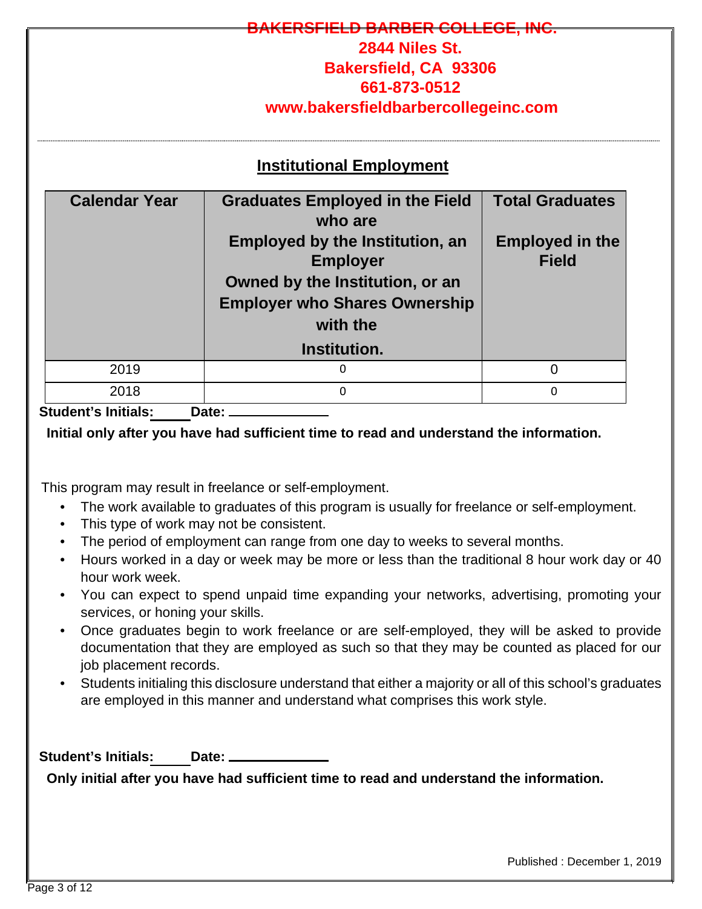**BAKERSFIELD BARBER COLLEGE, INC.**
**2844 Niles St.**
**Bakersfield, CA 93306**
**661-873-0512**
**www.bakersfieldbarbercollegeinc.com**

## Institutional Employment

| Calendar Year | Graduates Employed in the Field who are Employed by the Institution, an Employer Owned by the Institution, or an Employer who Shares Ownership with the Institution. | Total Graduates Employed in the Field |
|---|---|---|
| 2019 | 0 | 0 |
| 2018 | 0 | 0 |

**Student's Initials:\_\_\_\_\_ Date: \_\_\_\_\_\_\_\_\_\_\_\_\_\_**

**Initial only after you have had sufficient time to read and understand the information.**

This program may result in freelance or self-employment.

- The work available to graduates of this program is usually for freelance or self-employment.
- This type of work may not be consistent.
- The period of employment can range from one day to weeks to several months.
- Hours worked in a day or week may be more or less than the traditional 8 hour work day or 40 hour work week.
- You can expect to spend unpaid time expanding your networks, advertising, promoting your services, or honing your skills.
- Once graduates begin to work freelance or are self-employed, they will be asked to provide documentation that they are employed as such so that they may be counted as placed for our job placement records.
- Students initialing this disclosure understand that either a majority or all of this school's graduates are employed in this manner and understand what comprises this work style.

**Student's Initials:\_\_\_\_\_ Date: \_\_\_\_\_\_\_\_\_\_\_\_\_\_**

**Only initial after you have had sufficient time to read and understand the information.**

Published : December 1, 2019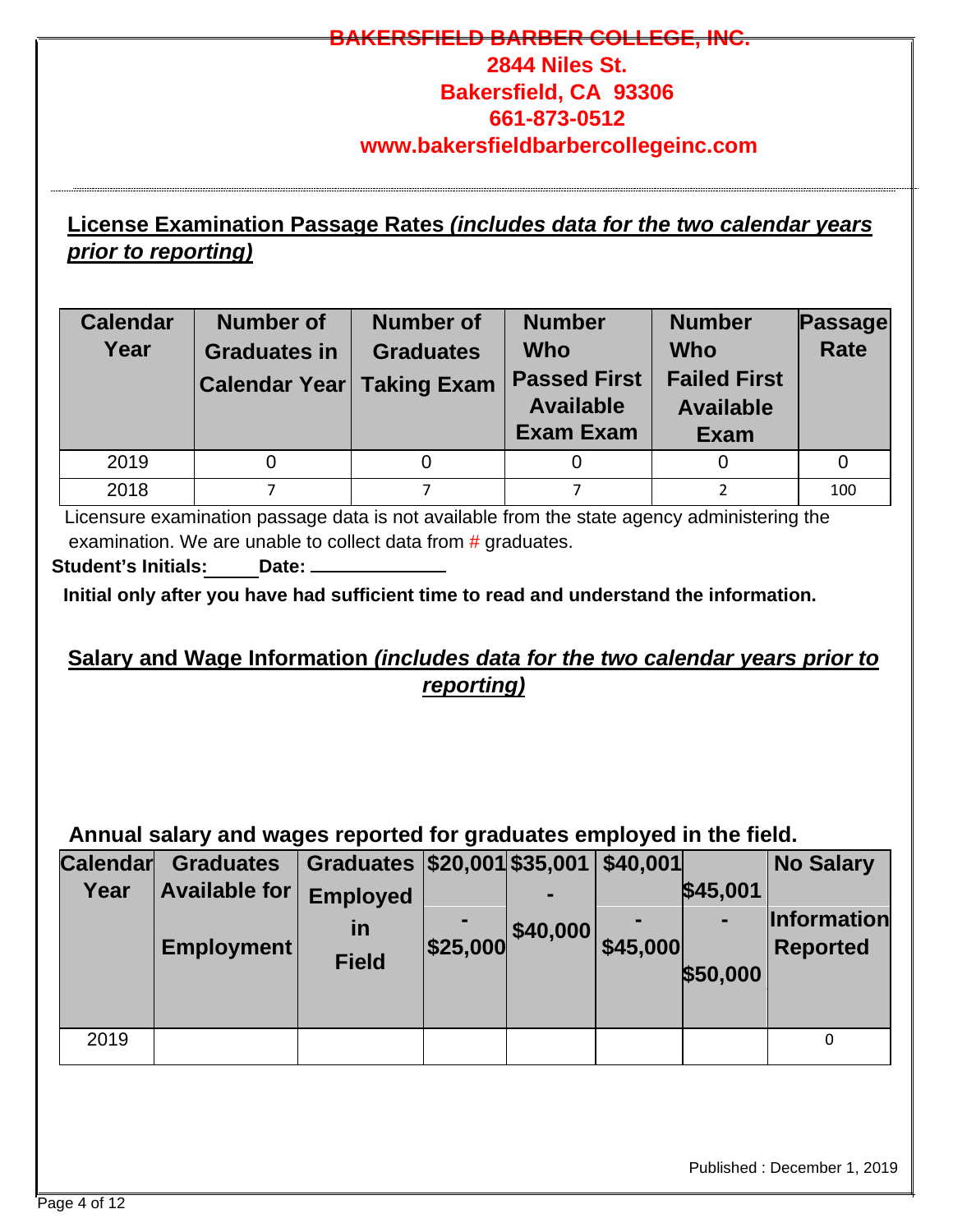**BAKERSFIELD BARBER COLLEGE, INC.**
**2844 Niles St.**
**Bakersfield, CA 93306**
**661-873-0512**
**www.bakersfieldbarbercollegeinc.com**

## License Examination Passage Rates *(includes data for the two calendar years prior to reporting)*

| Calendar Year | Number of Graduates in Calendar Year | Number of Graduates Taking Exam | Number Who Passed First Available Exam Exam | Number Who Failed First Available Exam | Passage Rate |
|---|---|---|---|---|---|
| 2019 | 0 | 0 | 0 | 0 | 0 |
| 2018 | 7 | 7 | 7 | 2 | 100 |

Licensure examination passage data is not available from the state agency administering the examination. We are unable to collect data from # graduates.

**Student's Initials:_____ Date: ____________**

**Initial only after you have had sufficient time to read and understand the information.**

## Salary and Wage Information *(includes data for the two calendar years prior to reporting)*

**Annual salary and wages reported for graduates employed in the field.**

| Calendar Year | Graduates Available for Employment | Graduates Employed in Field | \$20,001 - \$25,000 | \$35,001 - \$40,000 | \$40,001 - \$45,000 | \$45,001 - \$50,000 | No Salary Information Reported |
|---|---|---|---|---|---|---|---|
| 2019 | | | | | | | 0 |

Published : December 1, 2019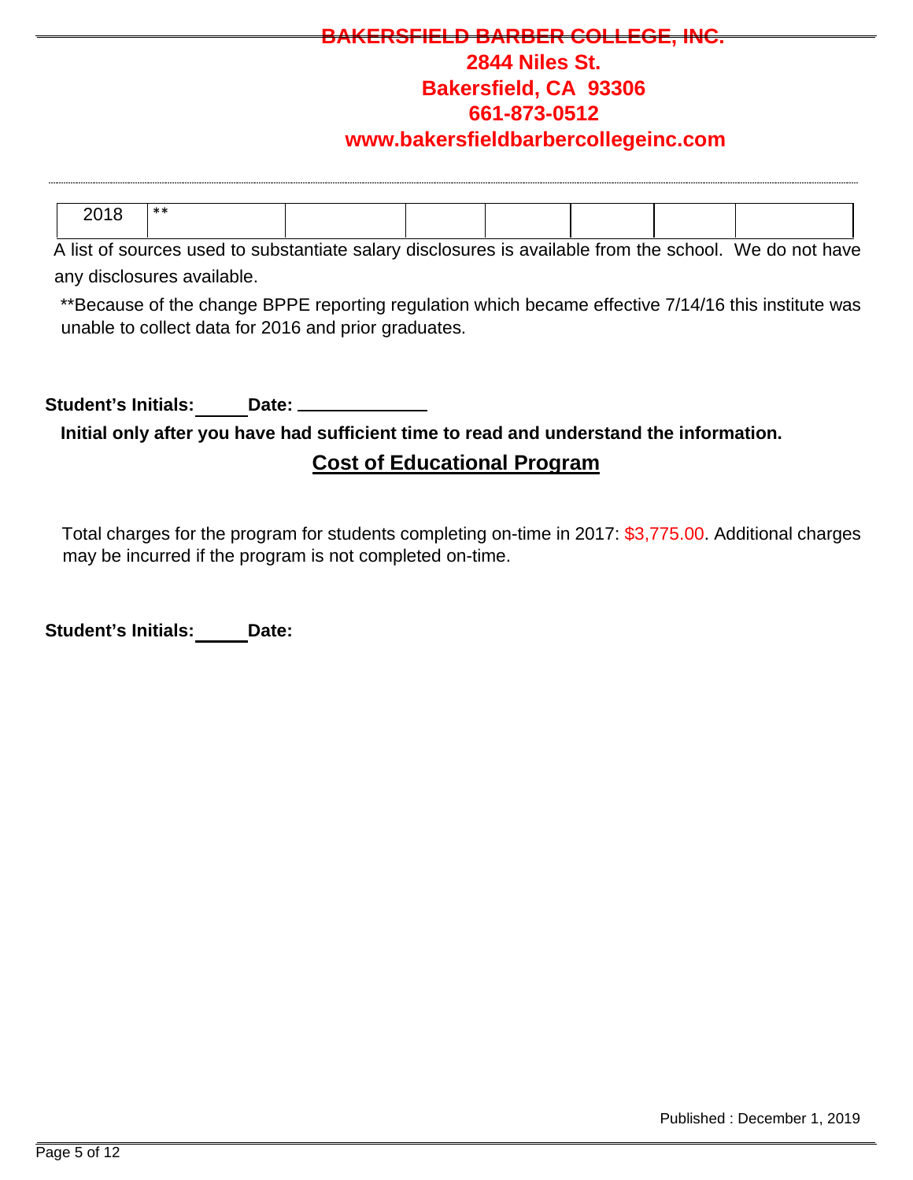| 2018 | ** | | | | | | |
|---|---|---|---|---|---|---|---|

A list of sources used to substantiate salary disclosures is available from the school. We do not have any disclosures available.

**Because of the change BPPE reporting regulation which became effective 7/14/16 this institute was unable to collect data for 2016 and prior graduates.

**Student's Initials:** _____ **Date:** _____________

**Initial only after you have had sufficient time to read and understand the information.**

## Cost of Educational Program

Total charges for the program for students completing on-time in 2017: $3,775.00. Additional charges may be incurred if the program is not completed on-time.

**Student's Initials:** _____ **Date:**

Published : December 1, 2019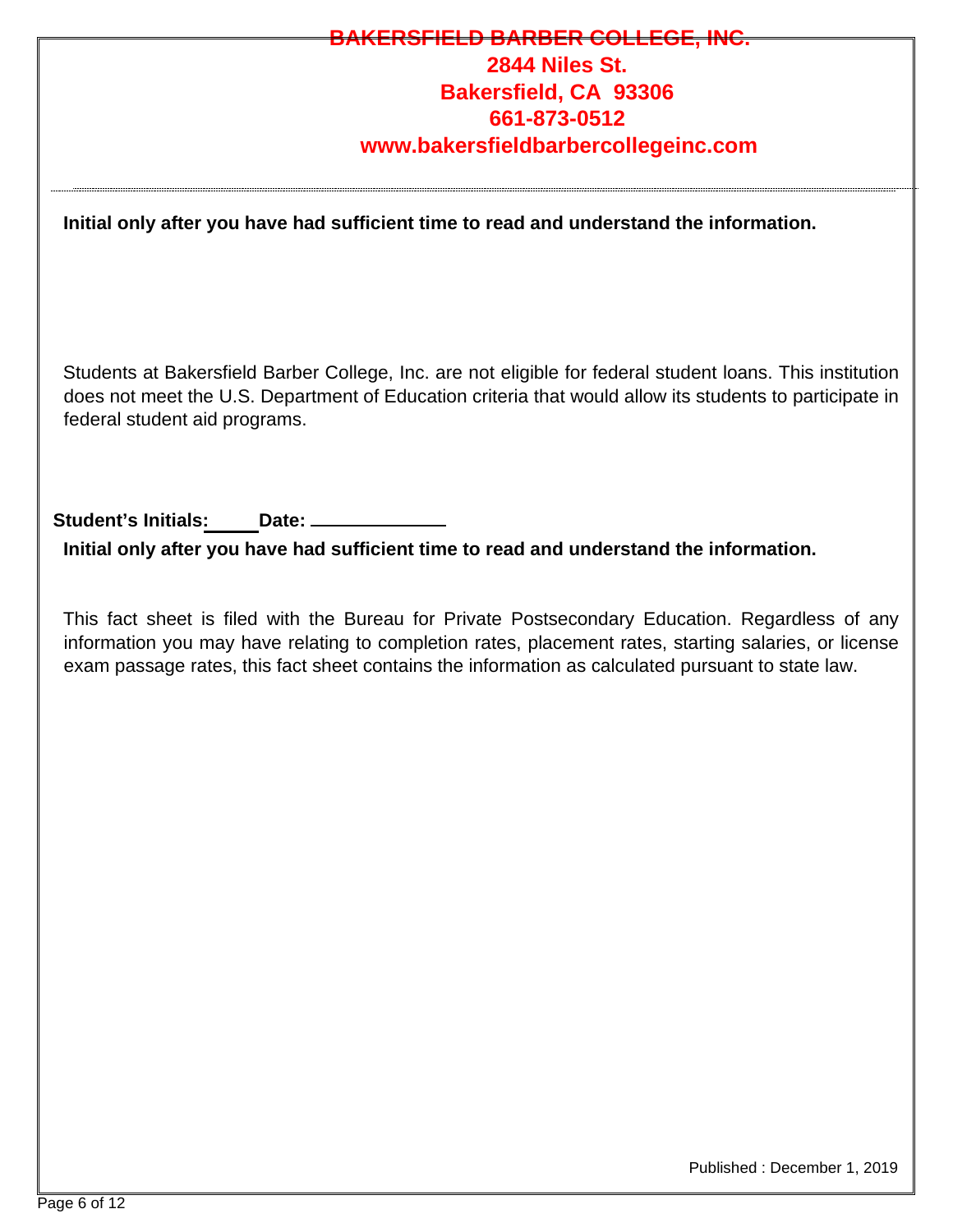**BAKERSFIELD BARBER COLLEGE, INC.**
**2844 Niles St.**
**Bakersfield, CA 93306**
**661-873-0512**
**www.bakersfieldbarbercollegeinc.com**

**Initial only after you have had sufficient time to read and understand the information.**

Students at Bakersfield Barber College, Inc. are not eligible for federal student loans. This institution does not meet the U.S. Department of Education criteria that would allow its students to participate in federal student aid programs.

**Student's Initials:\_\_\_\_\_ Date: \_\_\_\_\_\_\_\_\_\_\_\_\_**

**Initial only after you have had sufficient time to read and understand the information.**

This fact sheet is filed with the Bureau for Private Postsecondary Education. Regardless of any information you may have relating to completion rates, placement rates, starting salaries, or license exam passage rates, this fact sheet contains the information as calculated pursuant to state law.

Published : December 1, 2019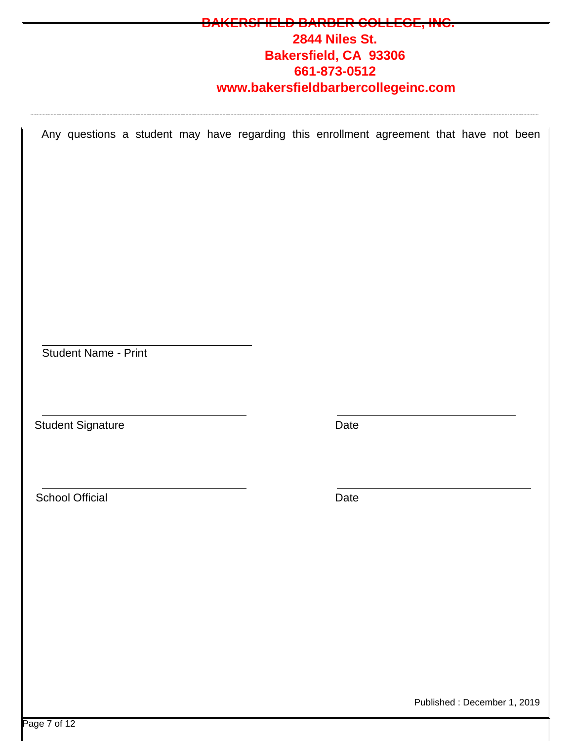**BAKERSFIELD BARBER COLLEGE, INC.**
**2844 Niles St.**
**Bakersfield, CA 93306**
**661-873-0512**
**www.bakersfieldbarbercollegeinc.com**

Any questions a student may have regarding this enrollment agreement that have not been

\_\_\_\_\_\_\_\_\_\_\_\_\_\_\_\_\_\_\_\_\_\_\_\_\_\_\_\_\_\_\_\_
Student Name - Print

\_\_\_\_\_\_\_\_\_\_\_\_\_\_\_\_\_\_\_\_\_\_\_\_\_\_\_\_\_\_\_\_ \_\_\_\_\_\_\_\_\_\_\_\_\_\_\_\_\_\_\_\_\_\_\_\_\_\_\_\_\_\_\_\_
Student Signature Date

\_\_\_\_\_\_\_\_\_\_\_\_\_\_\_\_\_\_\_\_\_\_\_\_\_\_\_\_\_\_\_\_ \_\_\_\_\_\_\_\_\_\_\_\_\_\_\_\_\_\_\_\_\_\_\_\_\_\_\_\_\_\_\_\_
School Official Date

Published : December 1, 2019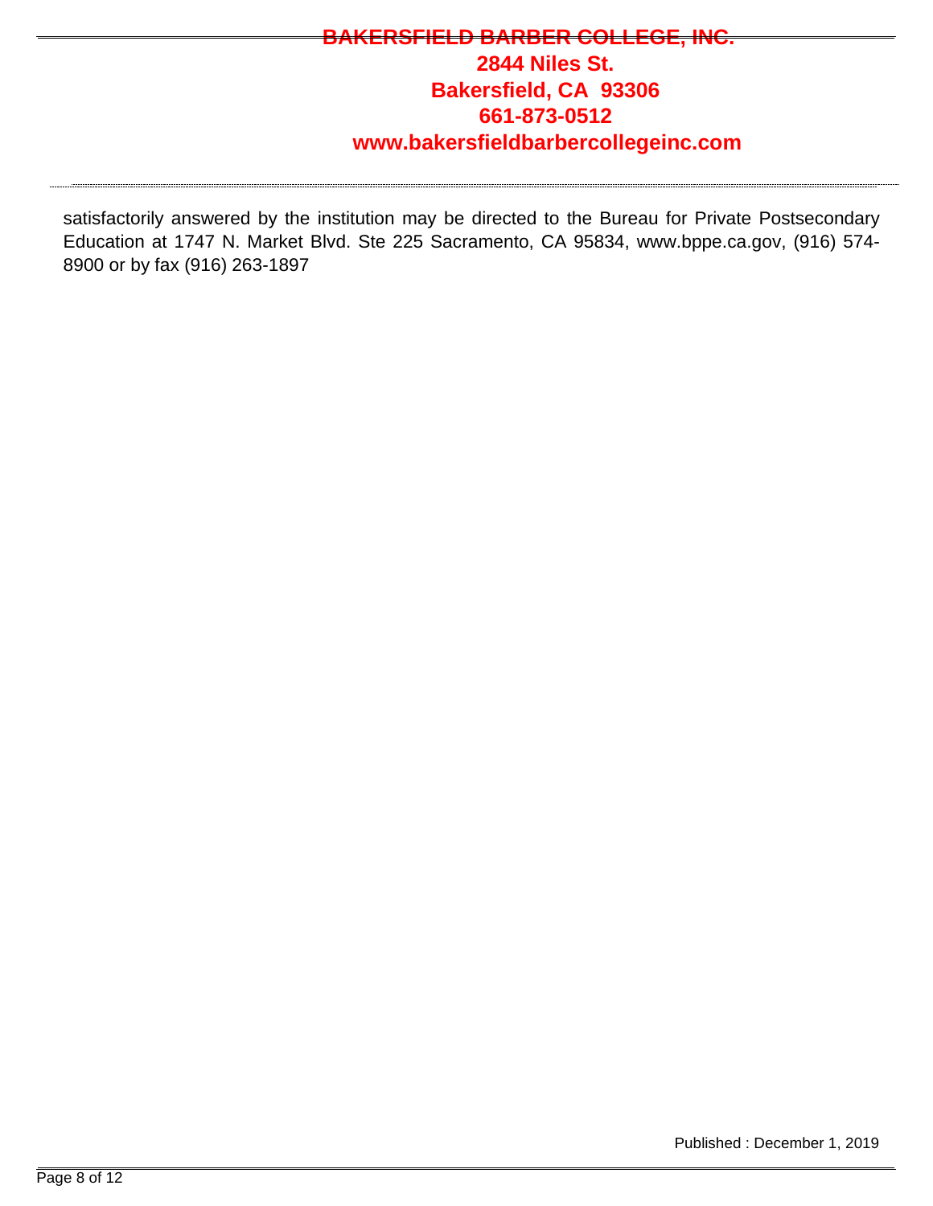satisfactorily answered by the institution may be directed to the Bureau for Private Postsecondary Education at 1747 N. Market Blvd. Ste 225 Sacramento, CA 95834, www.bppe.ca.gov, (916) 574-8900 or by fax (916) 263-1897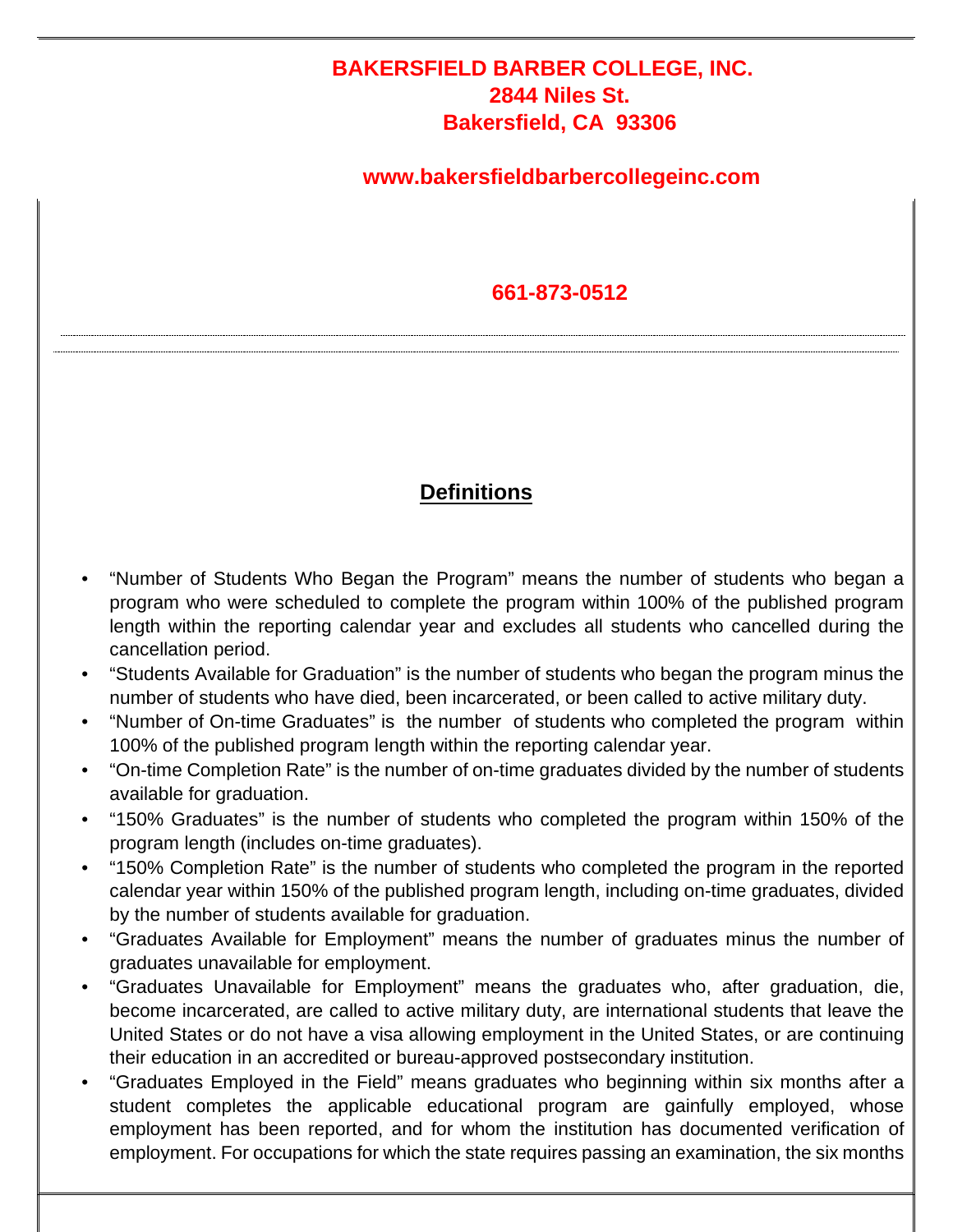**BAKERSFIELD BARBER COLLEGE, INC.**
**2844 Niles St.**
**Bakersfield, CA 93306**

**www.bakersfieldbarbercollegeinc.com**

**661-873-0512**

## Definitions

- "Number of Students Who Began the Program" means the number of students who began a program who were scheduled to complete the program within 100% of the published program length within the reporting calendar year and excludes all students who cancelled during the cancellation period.
- "Students Available for Graduation" is the number of students who began the program minus the number of students who have died, been incarcerated, or been called to active military duty.
- "Number of On-time Graduates" is the number of students who completed the program within 100% of the published program length within the reporting calendar year.
- "On-time Completion Rate" is the number of on-time graduates divided by the number of students available for graduation.
- "150% Graduates" is the number of students who completed the program within 150% of the program length (includes on-time graduates).
- "150% Completion Rate" is the number of students who completed the program in the reported calendar year within 150% of the published program length, including on-time graduates, divided by the number of students available for graduation.
- "Graduates Available for Employment" means the number of graduates minus the number of graduates unavailable for employment.
- "Graduates Unavailable for Employment" means the graduates who, after graduation, die, become incarcerated, are called to active military duty, are international students that leave the United States or do not have a visa allowing employment in the United States, or are continuing their education in an accredited or bureau-approved postsecondary institution.
- "Graduates Employed in the Field" means graduates who beginning within six months after a student completes the applicable educational program are gainfully employed, whose employment has been reported, and for whom the institution has documented verification of employment. For occupations for which the state requires passing an examination, the six months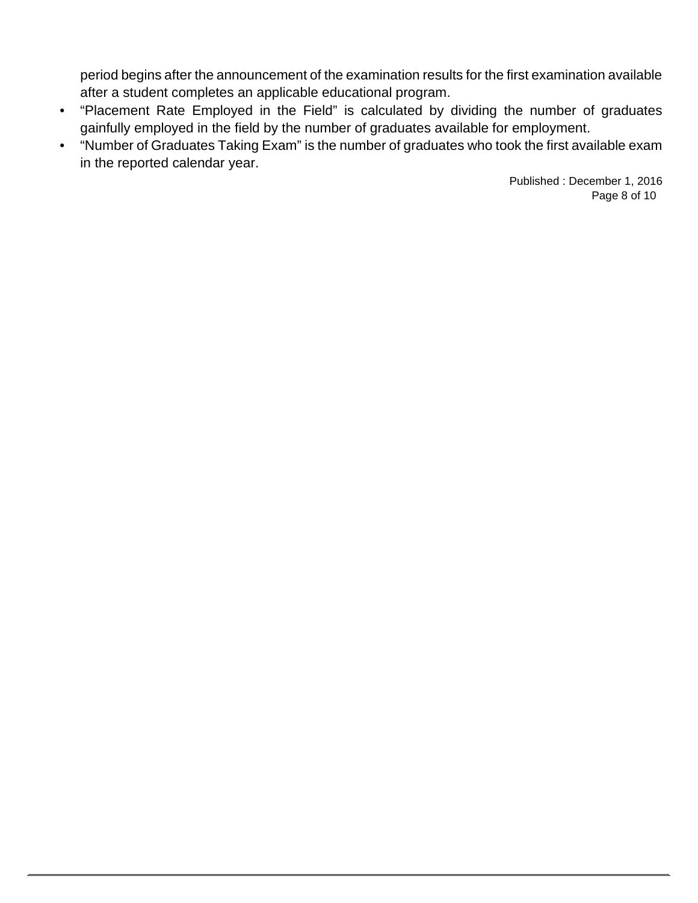period begins after the announcement of the examination results for the first examination available after a student completes an applicable educational program.

- “Placement Rate Employed in the Field” is calculated by dividing the number of graduates gainfully employed in the field by the number of graduates available for employment.
- “Number of Graduates Taking Exam” is the number of graduates who took the first available exam in the reported calendar year.

Published : December 1, 2016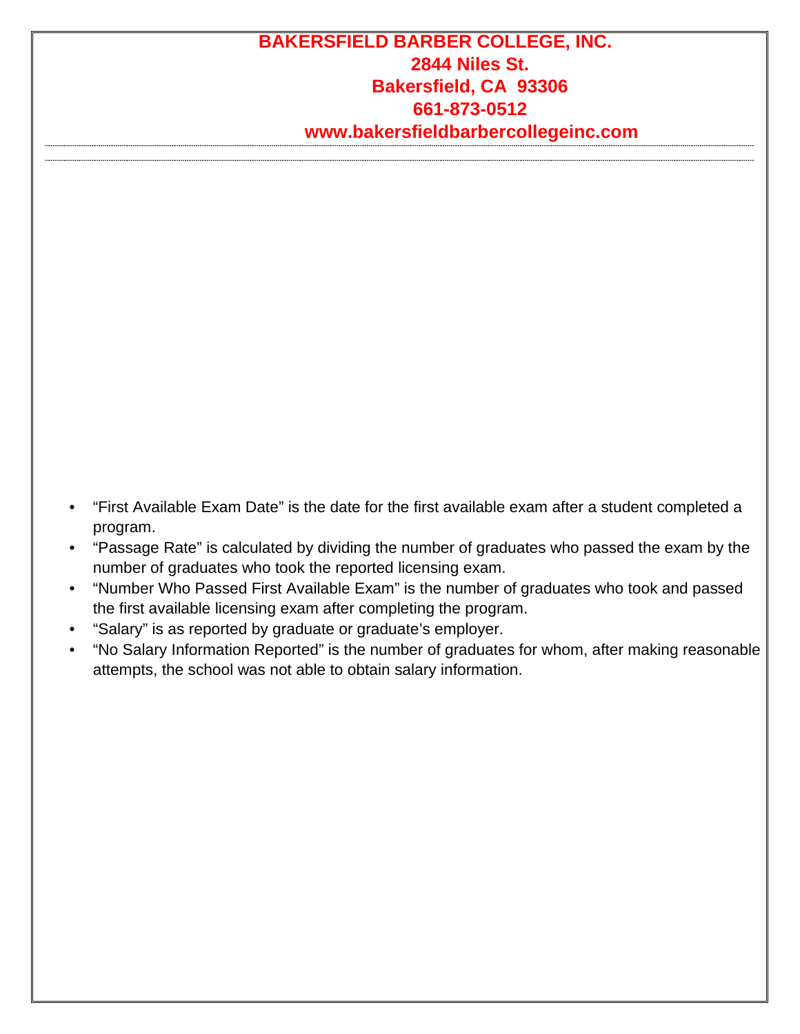**BAKERSFIELD BARBER COLLEGE, INC.**
**2844 Niles St.**
**Bakersfield, CA 93306**
**661-873-0512**
**www.bakersfieldbarbercollegeinc.com**

- "First Available Exam Date" is the date for the first available exam after a student completed a program.
- "Passage Rate" is calculated by dividing the number of graduates who passed the exam by the number of graduates who took the reported licensing exam.
- "Number Who Passed First Available Exam" is the number of graduates who took and passed the first available licensing exam after completing the program.
- "Salary" is as reported by graduate or graduate's employer.
- "No Salary Information Reported" is the number of graduates for whom, after making reasonable attempts, the school was not able to obtain salary information.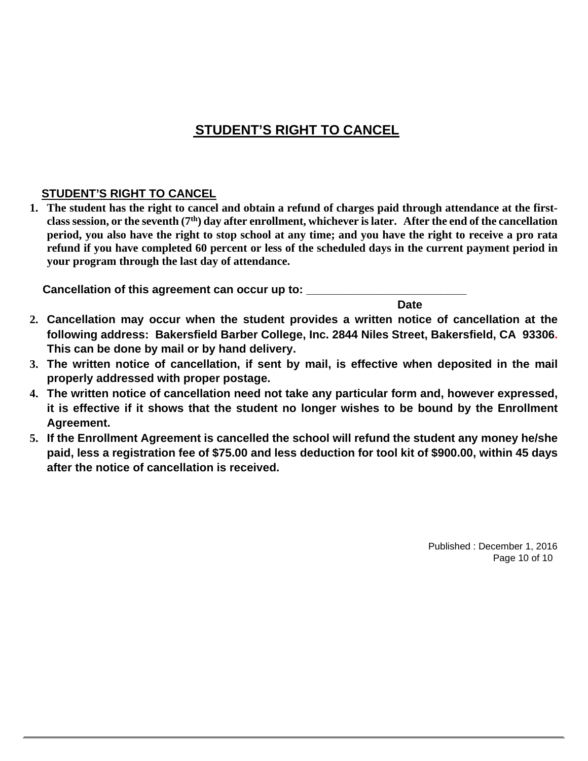# STUDENT'S RIGHT TO CANCEL

**STUDENT'S RIGHT TO CANCEL**

1. **The student has the right to cancel and obtain a refund of charges paid through attendance at the first-class session, or the seventh (7th) day after enrollment, whichever is later. After the end of the cancellation period, you also have the right to stop school at any time; and you have the right to receive a pro rata refund if you have completed 60 percent or less of the scheduled days in the current payment period in your program through the last day of attendance.**

   **Cancellation of this agreement can occur up to: ___________________________**
   **Date**

2. **Cancellation may occur when the student provides a written notice of cancellation at the following address: Bakersfield Barber College, Inc. 2844 Niles Street, Bakersfield, CA 93306. This can be done by mail or by hand delivery.**
3. **The written notice of cancellation, if sent by mail, is effective when deposited in the mail properly addressed with proper postage.**
4. **The written notice of cancellation need not take any particular form and, however expressed, it is effective if it shows that the student no longer wishes to be bound by the Enrollment Agreement.**
5. **If the Enrollment Agreement is cancelled the school will refund the student any money he/she paid, less a registration fee of $75.00 and less deduction for tool kit of $900.00, within 45 days after the notice of cancellation is received.**

Published : December 1, 2016